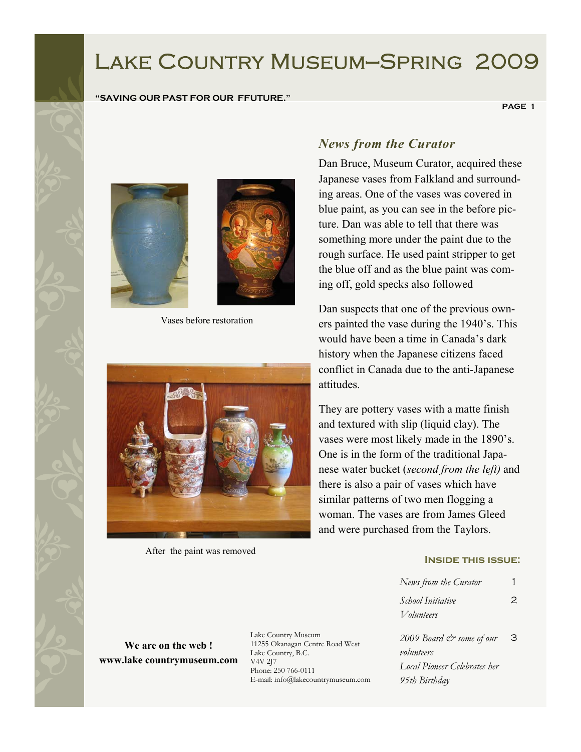# Lake Country Museum—Spring 2009

**"SAVING OUR PAST FOR OUR FFUTURE."**

## *News from the Curator*

Dan Bruce, Museum Curator, acquired these Japanese vases from Falkland and surrounding areas. One of the vases was covered in blue paint, as you can see in the before picture. Dan was able to tell that there was something more under the paint due to the rough surface. He used paint stripper to get the blue off and as the blue paint was coming off, gold specks also followed

Dan suspects that one of the previous owners painted the vase during the 1940's. This would have been a time in Canada's dark history when the Japanese citizens faced conflict in Canada due to the anti-Japanese attitudes.

They are pottery vases with a matte finish and textured with slip (liquid clay). The vases were most likely made in the 1890's. One is in the form of the traditional Japanese water bucket (*second from the left)* and there is also a pair of vases which have similar patterns of two men flogging a woman. The vases are from James Gleed and were purchased from the Taylors.

Vases before restoration

After the paint was removed

### Inside this issue:

| | |
|---|---|
| *News from the Curator* | 1 |
| *School Initiative Volunteers* | 2 |
| *2009 Board & some of our volunteers* | 3 |
| *Local Pioneer Celebrates her 95th Birthday* | |

**We are on the web !**
**www.lake countrymuseum.com**

Lake Country Museum
11255 Okanagan Centre Road West
Lake Country, B.C.
V4V 2J7
Phone: 250 766-0111
E-mail: info@lakecountrymuseum.com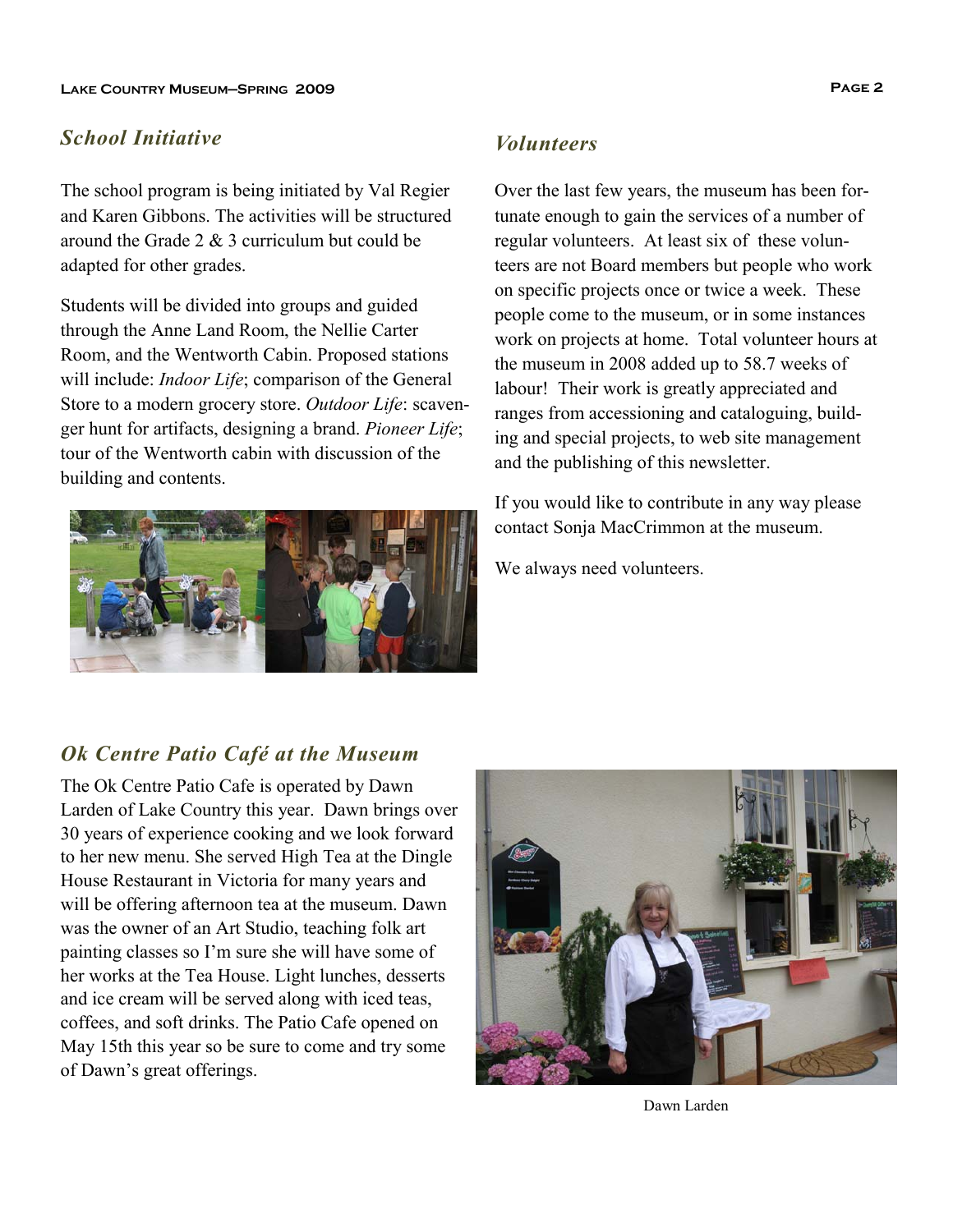## *School Initiative*

The school program is being initiated by Val Regier and Karen Gibbons. The activities will be structured around the Grade 2 & 3 curriculum but could be adapted for other grades.

Students will be divided into groups and guided through the Anne Land Room, the Nellie Carter Room, and the Wentworth Cabin. Proposed stations will include: *Indoor Life*; comparison of the General Store to a modern grocery store. *Outdoor Life*: scavenger hunt for artifacts, designing a brand. *Pioneer Life*; tour of the Wentworth cabin with discussion of the building and contents.

## *Volunteers*

Over the last few years, the museum has been fortunate enough to gain the services of a number of regular volunteers. At least six of these volunteers are not Board members but people who work on specific projects once or twice a week. These people come to the museum, or in some instances work on projects at home. Total volunteer hours at the museum in 2008 added up to 58.7 weeks of labour! Their work is greatly appreciated and ranges from accessioning and cataloguing, building and special projects, to web site management and the publishing of this newsletter.

If you would like to contribute in any way please contact Sonja MacCrimmon at the museum.

We always need volunteers.

## *Ok Centre Patio Café at the Museum*

The Ok Centre Patio Cafe is operated by Dawn Larden of Lake Country this year. Dawn brings over 30 years of experience cooking and we look forward to her new menu. She served High Tea at the Dingle House Restaurant in Victoria for many years and will be offering afternoon tea at the museum. Dawn was the owner of an Art Studio, teaching folk art painting classes so I'm sure she will have some of her works at the Tea House. Light lunches, desserts and ice cream will be served along with iced teas, coffees, and soft drinks. The Patio Cafe opened on May 15th this year so be sure to come and try some of Dawn's great offerings.

Dawn Larden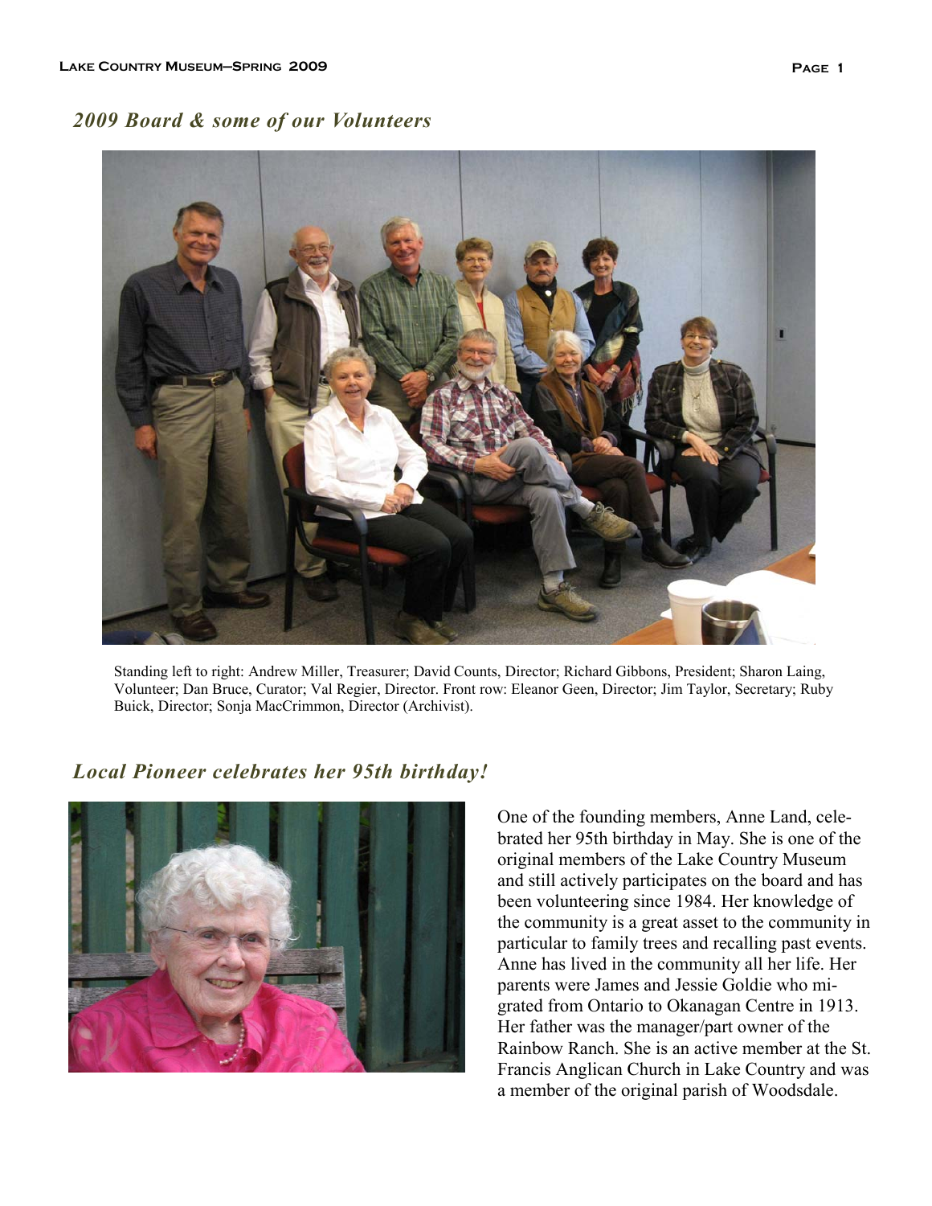## *2009 Board & some of our Volunteers*

Standing left to right: Andrew Miller, Treasurer; David Counts, Director; Richard Gibbons, President; Sharon Laing, Volunteer; Dan Bruce, Curator; Val Regier, Director. Front row: Eleanor Geen, Director; Jim Taylor, Secretary; Ruby Buick, Director; Sonja MacCrimmon, Director (Archivist).

## *Local Pioneer celebrates her 95th birthday!*

One of the founding members, Anne Land, celebrated her 95th birthday in May. She is one of the original members of the Lake Country Museum and still actively participates on the board and has been volunteering since 1984. Her knowledge of the community is a great asset to the community in particular to family trees and recalling past events. Anne has lived in the community all her life. Her parents were James and Jessie Goldie who migrated from Ontario to Okanagan Centre in 1913. Her father was the manager/part owner of the Rainbow Ranch. She is an active member at the St. Francis Anglican Church in Lake Country and was a member of the original parish of Woodsdale.